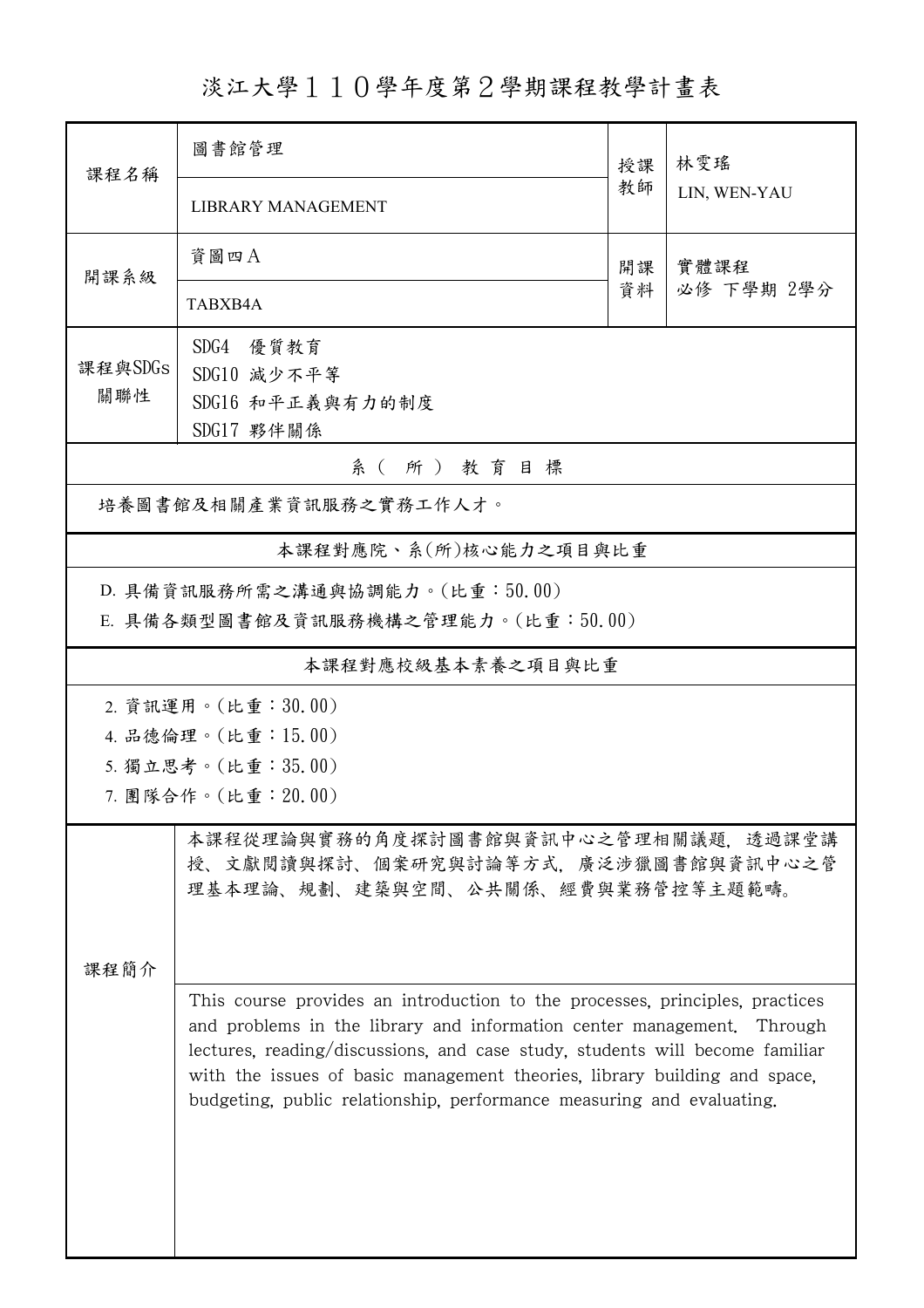# 淡江大學１１０學年度第２學期課程教學計畫表

| 課程名稱 | 圖書館管理<br>LIBRARY MANAGEMENT | 授課教師 | 林雯瑤<br>LIN, WEN-YAU |
|---|---|---|---|
| 開課系級 | 資圖四A<br>TABXB4A | 開課資料 | 實體課程<br>必修 下學期 2學分 |
| 課程與SDGs關聯性 | SDG4 優質教育<br>SDG10 減少不平等<br>SDG16 和平正義與有力的制度<br>SDG17 夥伴關係 | | |

## 系（所）教育目標

培養圖書館及相關產業資訊服務之實務工作人才。

## 本課程對應院、系(所)核心能力之項目與比重

D. 具備資訊服務所需之溝通與協調能力。(比重：50.00)

E. 具備各類型圖書館及資訊服務機構之管理能力。(比重：50.00)

## 本課程對應校級基本素養之項目與比重

2. 資訊運用。(比重：30.00)
4. 品德倫理。(比重：15.00)
5. 獨立思考。(比重：35.00)
7. 團隊合作。(比重：20.00)

## 課程簡介

本課程從理論與實務的角度探討圖書館與資訊中心之管理相關議題，透過課堂講授、文獻閱讀與探討、個案研究與討論等方式，廣泛涉獵圖書館與資訊中心之管理基本理論、規劃、建築與空間、公共關係、經費與業務管控等主題範疇。

This course provides an introduction to the processes, principles, practices and problems in the library and information center management. Through lectures, reading/discussions, and case study, students will become familiar with the issues of basic management theories, library building and space, budgeting, public relationship, performance measuring and evaluating.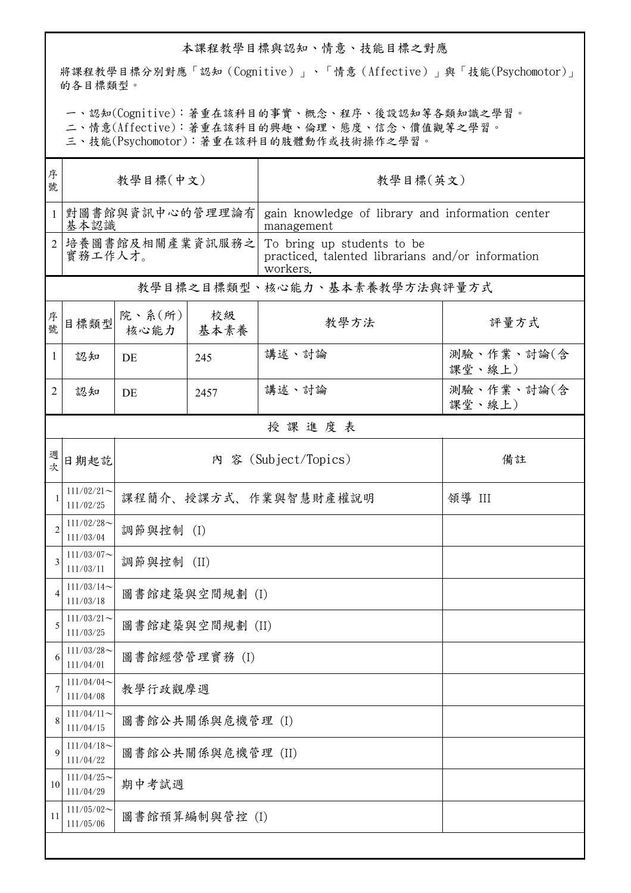## 本課程教學目標與認知、情意、技能目標之對應

將課程教學目標分別對應「認知（Cognitive）」、「情意（Affective）」與「技能(Psychomotor)」的各目標類型。

一、認知(Cognitive)：著重在該科目的事實、概念、程序、後設認知等各類知識之學習。
二、情意(Affective)：著重在該科目的興趣、倫理、態度、信念、價值觀等之學習。
三、技能(Psychomotor)：著重在該科目的肢體動作或技術操作之學習。

| 序號 | 教學目標(中文) | 教學目標(英文) |
|---|---|---|
| 1 | 對圖書館與資訊中心的管理理論有基本認識 | gain knowledge of library and information center management |
| 2 | 培養圖書館及相關產業資訊服務之實務工作人才。 | To bring up students to be practiced, talented librarians and/or information workers. |

## 教學目標之目標類型、核心能力、基本素養教學方法與評量方式

| 序號 | 目標類型 | 院、系(所)核心能力 | 校級基本素養 | 教學方法 | 評量方式 |
|---|---|---|---|---|---|
| 1 | 認知 | DE | 245 | 講述、討論 | 測驗、作業、討論(含課堂、線上) |
| 2 | 認知 | DE | 2457 | 講述、討論 | 測驗、作業、討論(含課堂、線上) |

## 授課進度表

| 週次 | 日期起訖 | 內 容 (Subject/Topics) | 備註 |
|---|---|---|---|
| 1 | 111/02/21～111/02/25 | 課程簡介、授課方式、作業與智慧財產權說明 | 領導 III |
| 2 | 111/02/28～111/03/04 | 調節與控制 (I) | |
| 3 | 111/03/07～111/03/11 | 調節與控制 (II) | |
| 4 | 111/03/14～111/03/18 | 圖書館建築與空間規劃 (I) | |
| 5 | 111/03/21～111/03/25 | 圖書館建築與空間規劃 (II) | |
| 6 | 111/03/28～111/04/01 | 圖書館經營管理實務 (I) | |
| 7 | 111/04/04～111/04/08 | 教學行政觀摩週 | |
| 8 | 111/04/11～111/04/15 | 圖書館公共關係與危機管理 (I) | |
| 9 | 111/04/18～111/04/22 | 圖書館公共關係與危機管理 (II) | |
| 10 | 111/04/25～111/04/29 | 期中考試週 | |
| 11 | 111/05/02～111/05/06 | 圖書館預算編制與管控 (I) | |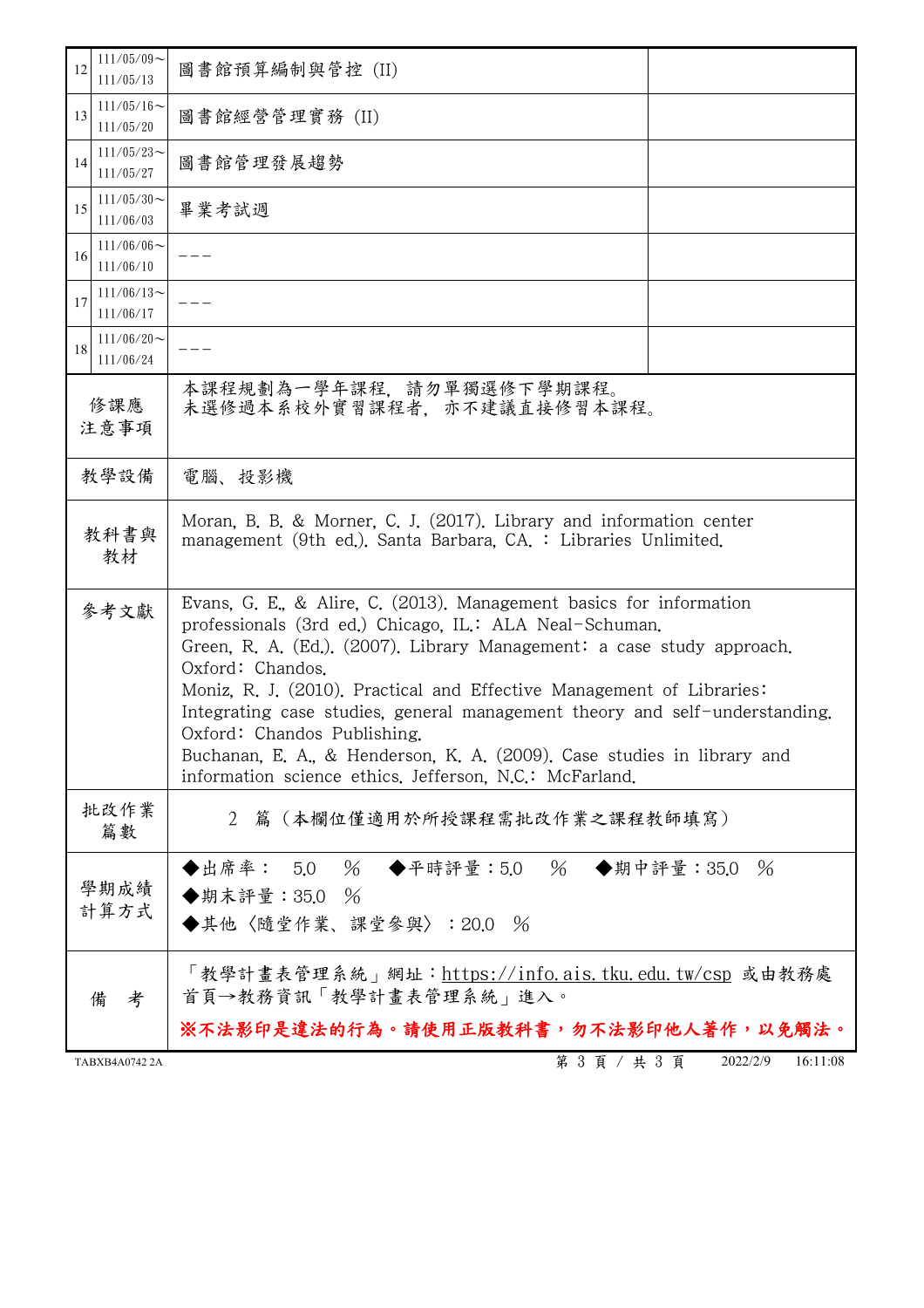| | | | |
|---|---|---|---|
| 12 | 111/05/09～111/05/13 | 圖書館預算編制與管控 (II) | |
| 13 | 111/05/16～111/05/20 | 圖書館經營管理實務 (II) | |
| 14 | 111/05/23～111/05/27 | 圖書館管理發展趨勢 | |
| 15 | 111/05/30～111/06/03 | 畢業考試週 | |
| 16 | 111/06/06～111/06/10 | ――― | |
| 17 | 111/06/13～111/06/17 | ――― | |
| 18 | 111/06/20～111/06/24 | ――― | |

| | |
|---|---|
| 修課應注意事項 | 本課程規劃為一學年課程，請勿單獨選修下學期課程。<br>未選修過本系校外實習課程者，亦不建議直接修習本課程。 |
| 教學設備 | 電腦、投影機 |
| 教科書與教材 | Moran, B. B. & Morner, C. J. (2017). Library and information center management (9th ed.). Santa Barbara, CA. : Libraries Unlimited. |
| 參考文獻 | Evans, G. E., & Alire, C. (2013). Management basics for information professionals (3rd ed.) Chicago, IL.: ALA Neal-Schuman.<br>Green, R. A. (Ed.). (2007). Library Management: a case study approach. Oxford: Chandos.<br>Moniz, R. J. (2010). Practical and Effective Management of Libraries: Integrating case studies, general management theory and self-understanding. Oxford: Chandos Publishing.<br>Buchanan, E. A., & Henderson, K. A. (2009). Case studies in library and information science ethics. Jefferson, N.C.: McFarland. |
| 批改作業篇數 | 2 篇（本欄位僅適用於所授課程需批改作業之課程教師填寫） |
| 學期成績計算方式 | ◆出席率： 5.0 ％ ◆平時評量：5.0 ％ ◆期中評量：35.0 ％<br>◆期末評量：35.0 ％<br>◆其他〈隨堂作業、課堂參與〉：20.0 ％ |
| 備　考 | 「教學計畫表管理系統」網址：https://info.ais.tku.edu.tw/csp 或由教務處首頁→教務資訊「教學計畫表管理系統」進入。<br>**※不法影印是違法的行為。請使用正版教科書，勿不法影印他人著作，以免觸法。** |

TABXB4A0742 2A　　2022/2/9 16:11:08